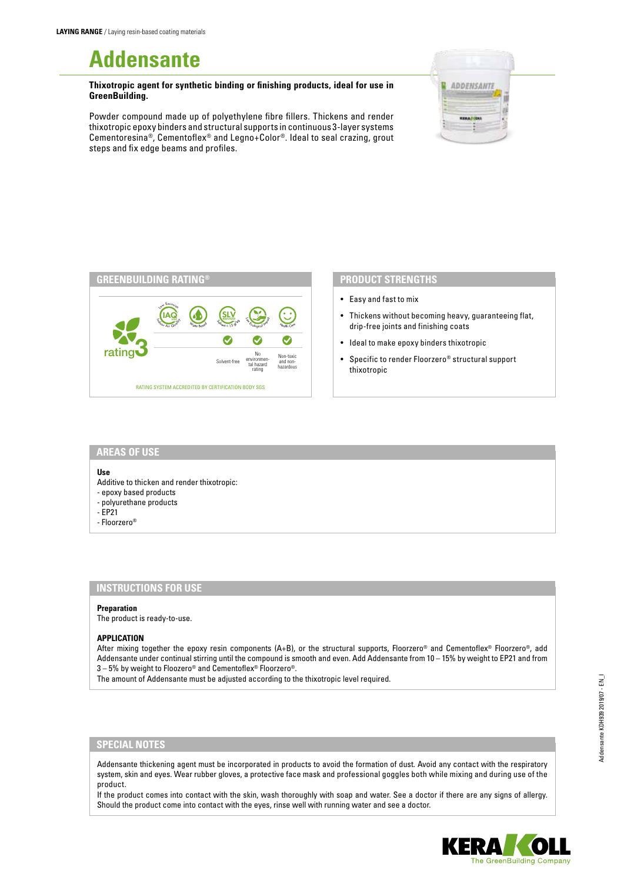**LAYING RANGE** / Laying resin-based coating materials

# Addensante

**Thixotropic agent for synthetic binding or finishing products, ideal for use in GreenBuilding.**

Powder compound made up of polyethylene fibre fillers. Thickens and render thixotropic epoxy binders and structural supports in continuous 3-layer systems Cementoresina®, Cementoflex® and Legno+Color®. Ideal to seal crazing, grout steps and fix edge beams and profiles.

## GREENBUILDING RATING®

rating 3

- Solvent-free
- No environmental hazard rating
- Non-toxic and non-hazardous

RATING SYSTEM ACCREDITED BY CERTIFICATION BODY SGS

## PRODUCT STRENGTHS

- Easy and fast to mix
- Thickens without becoming heavy, guaranteeing flat, drip-free joints and finishing coats
- Ideal to make epoxy binders thixotropic
- Specific to render Floorzero® structural support thixotropic

## AREAS OF USE

**Use**

Additive to thicken and render thixotropic:
- epoxy based products
- polyurethane products
- EP21
- Floorzero®

## INSTRUCTIONS FOR USE

**Preparation**

The product is ready-to-use.

**APPLICATION**

After mixing together the epoxy resin components (A+B), or the structural supports, Floorzero® and Cementoflex® Floorzero®, add Addensante under continual stirring until the compound is smooth and even. Add Addensante from 10 – 15% by weight to EP21 and from 3 – 5% by weight to Floozero® and Cementoflex® Floorzero®.

The amount of Addensante must be adjusted according to the thixotropic level required.

## SPECIAL NOTES

Addensante thickening agent must be incorporated in products to avoid the formation of dust. Avoid any contact with the respiratory system, skin and eyes. Wear rubber gloves, a protective face mask and professional goggles both while mixing and during use of the product.

If the product comes into contact with the skin, wash thoroughly with soap and water. See a doctor if there are any signs of allergy. Should the product come into contact with the eyes, rinse well with running water and see a doctor.

Addensante KDH939 2019/07 - EN_I

KERAKOLL The GreenBuilding Company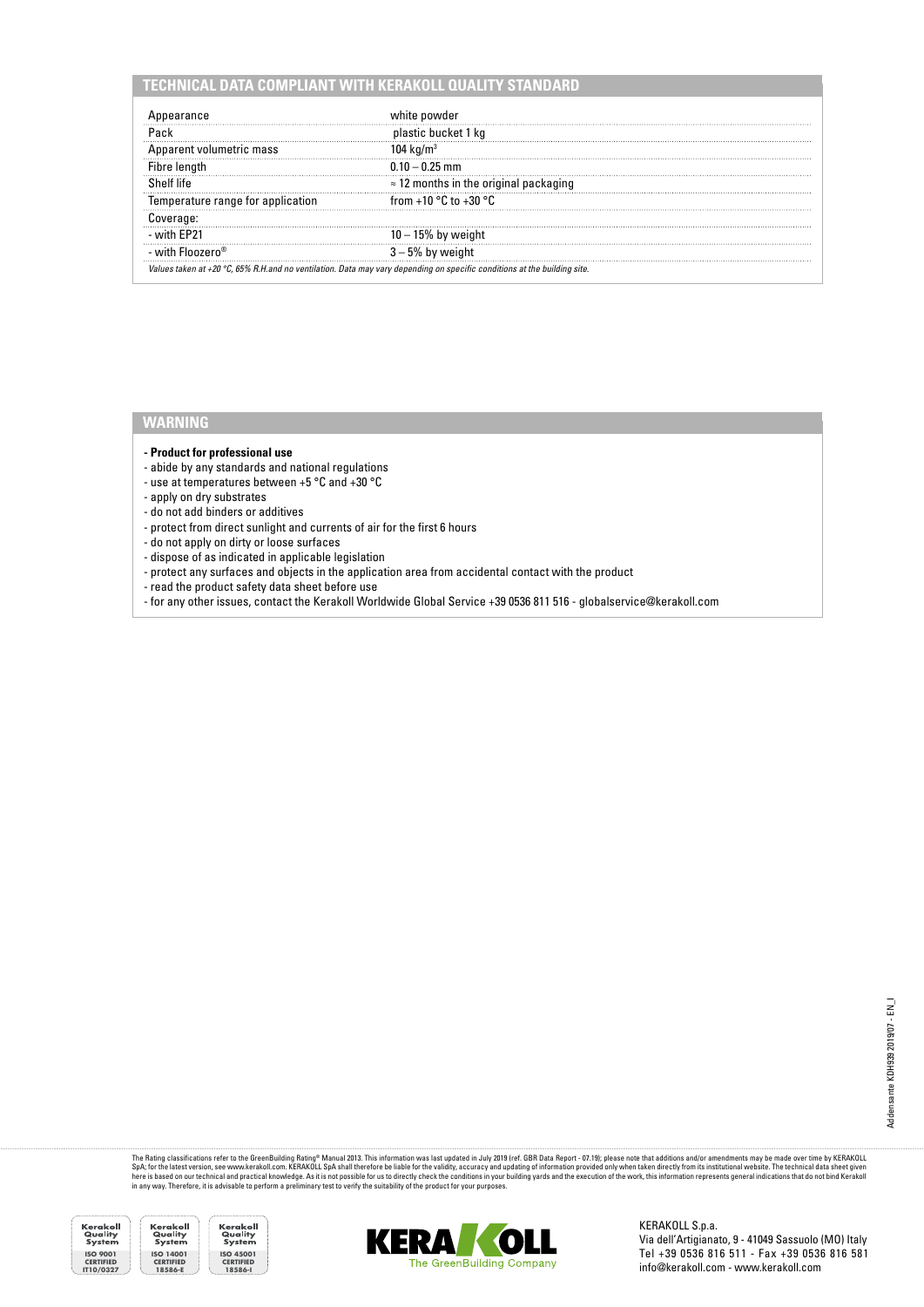## TECHNICAL DATA COMPLIANT WITH KERAKOLL QUALITY STANDARD

| | |
|---|---|
| Appearance | white powder |
| Pack | plastic bucket 1 kg |
| Apparent volumetric mass | 104 kg/m$^3$ |
| Fibre length | 0.10 – 0.25 mm |
| Shelf life | ≈ 12 months in the original packaging |
| Temperature range for application | from +10 °C to +30 °C |
| Coverage: | |
| - with EP21 | 10 – 15% by weight |
| - with Floozero® | 3 – 5% by weight |

*Values taken at +20 °C, 65% R.H.and no ventilation. Data may vary depending on specific conditions at the building site.*

## WARNING

- **Product for professional use**
- abide by any standards and national regulations
- use at temperatures between +5 °C and +30 °C
- apply on dry substrates
- do not add binders or additives
- protect from direct sunlight and currents of air for the first 6 hours
- do not apply on dirty or loose surfaces
- dispose of as indicated in applicable legislation
- protect any surfaces and objects in the application area from accidental contact with the product
- read the product safety data sheet before use
- for any other issues, contact the Kerakoll Worldwide Global Service +39 0536 811 516 - globalservice@kerakoll.com

Addensante KDH939 2019/07 - EN_I

The Rating classifications refer to the GreenBuilding Rating® Manual 2013. This information was last updated in July 2019 (ref. GBR Data Report - 07.19); please note that additions and/or amendments may be made over time by KERAKOLL SpA; for the latest version, see www.kerakoll.com. KERAKOLL SpA shall therefore be liable for the validity, accuracy and updating of information provided only when taken directly from its institutional website. The technical data sheet given here is based on our technical and practical knowledge. As it is not possible for us to directly check the conditions in your building yards and the execution of the work, this information represents general indications that do not bind Kerakoll in any way. Therefore, it is advisable to perform a preliminary test to verify the suitability of the product for your purposes.

Kerakoll Quality System ISO 9001 CERTIFIED IT10/0327

Kerakoll Quality System ISO 14001 CERTIFIED 18586-E

Kerakoll Quality System ISO 45001 CERTIFIED 18586-I

KERAKOLL The GreenBuilding Company

KERAKOLL S.p.a.
Via dell'Artigianato, 9 - 41049 Sassuolo (MO) Italy
Tel +39 0536 816 511 - Fax +39 0536 816 581
info@kerakoll.com - www.kerakoll.com